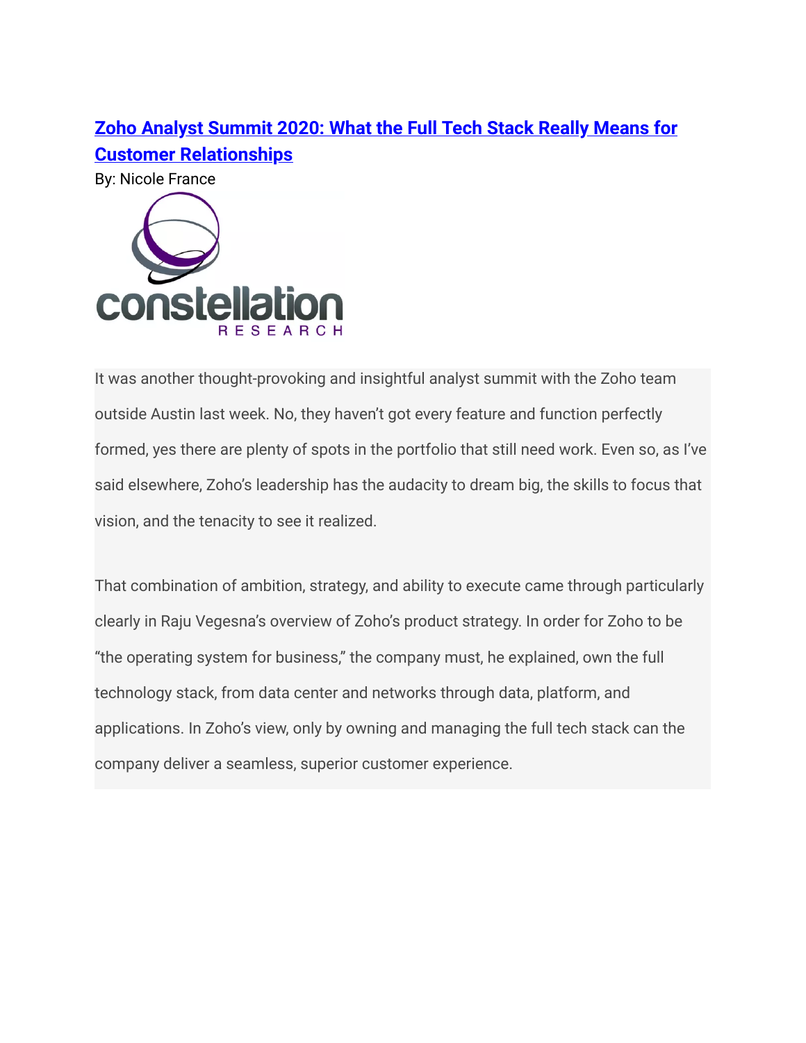# [Zoho Analyst Summit 2020: What the Full Tech Stack Really Means for Customer Relationships]

By: Nicole France

It was another thought-provoking and insightful analyst summit with the Zoho team outside Austin last week. No, they haven't got every feature and function perfectly formed, yes there are plenty of spots in the portfolio that still need work. Even so, as I've said elsewhere, Zoho's leadership has the audacity to dream big, the skills to focus that vision, and the tenacity to see it realized.

That combination of ambition, strategy, and ability to execute came through particularly clearly in Raju Vegesna's overview of Zoho's product strategy. In order for Zoho to be "the operating system for business," the company must, he explained, own the full technology stack, from data center and networks through data, platform, and applications. In Zoho's view, only by owning and managing the full tech stack can the company deliver a seamless, superior customer experience.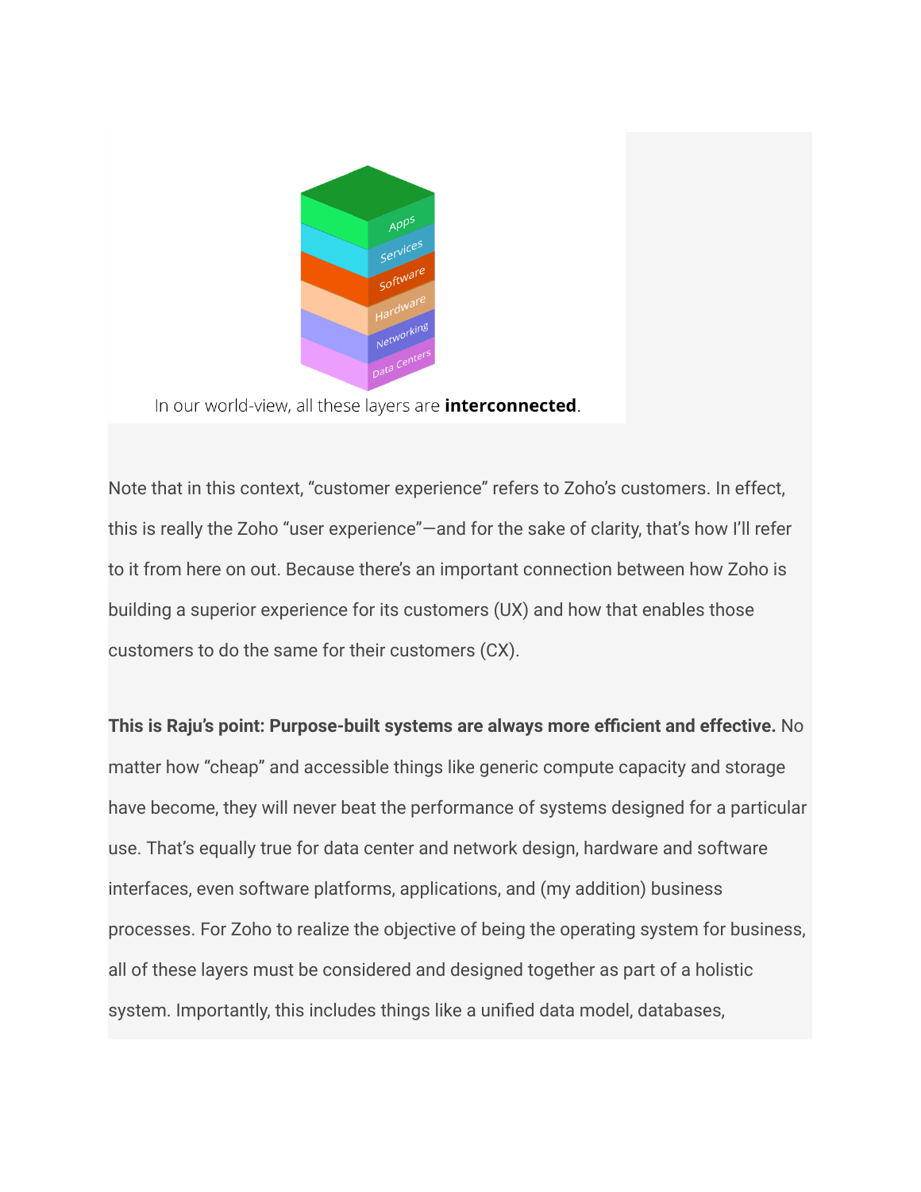In our world-view, all these layers are **interconnected**.

Note that in this context, "customer experience" refers to Zoho's customers. In effect, this is really the Zoho "user experience"—and for the sake of clarity, that's how I'll refer to it from here on out. Because there's an important connection between how Zoho is building a superior experience for its customers (UX) and how that enables those customers to do the same for their customers (CX).

**This is Raju's point: Purpose-built systems are always more efficient and effective.** No matter how "cheap" and accessible things like generic compute capacity and storage have become, they will never beat the performance of systems designed for a particular use. That's equally true for data center and network design, hardware and software interfaces, even software platforms, applications, and (my addition) business processes. For Zoho to realize the objective of being the operating system for business, all of these layers must be considered and designed together as part of a holistic system. Importantly, this includes things like a unified data model, databases,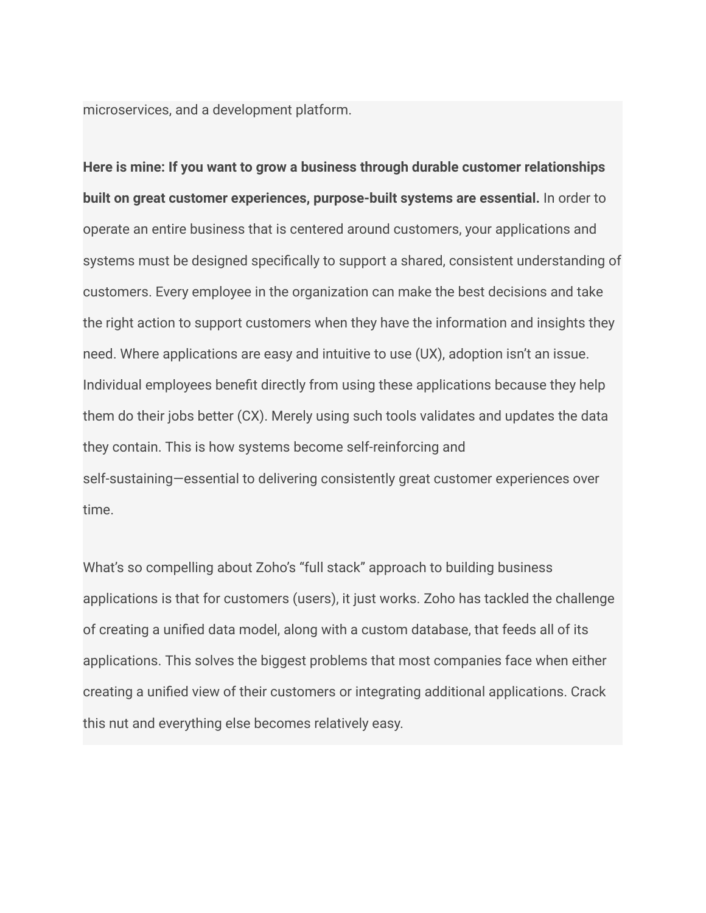microservices, and a development platform.

**Here is mine: If you want to grow a business through durable customer relationships built on great customer experiences, purpose-built systems are essential.** In order to operate an entire business that is centered around customers, your applications and systems must be designed specifically to support a shared, consistent understanding of customers. Every employee in the organization can make the best decisions and take the right action to support customers when they have the information and insights they need. Where applications are easy and intuitive to use (UX), adoption isn't an issue. Individual employees benefit directly from using these applications because they help them do their jobs better (CX). Merely using such tools validates and updates the data they contain. This is how systems become self-reinforcing and self-sustaining—essential to delivering consistently great customer experiences over time.

What's so compelling about Zoho's "full stack" approach to building business applications is that for customers (users), it just works. Zoho has tackled the challenge of creating a unified data model, along with a custom database, that feeds all of its applications. This solves the biggest problems that most companies face when either creating a unified view of their customers or integrating additional applications. Crack this nut and everything else becomes relatively easy.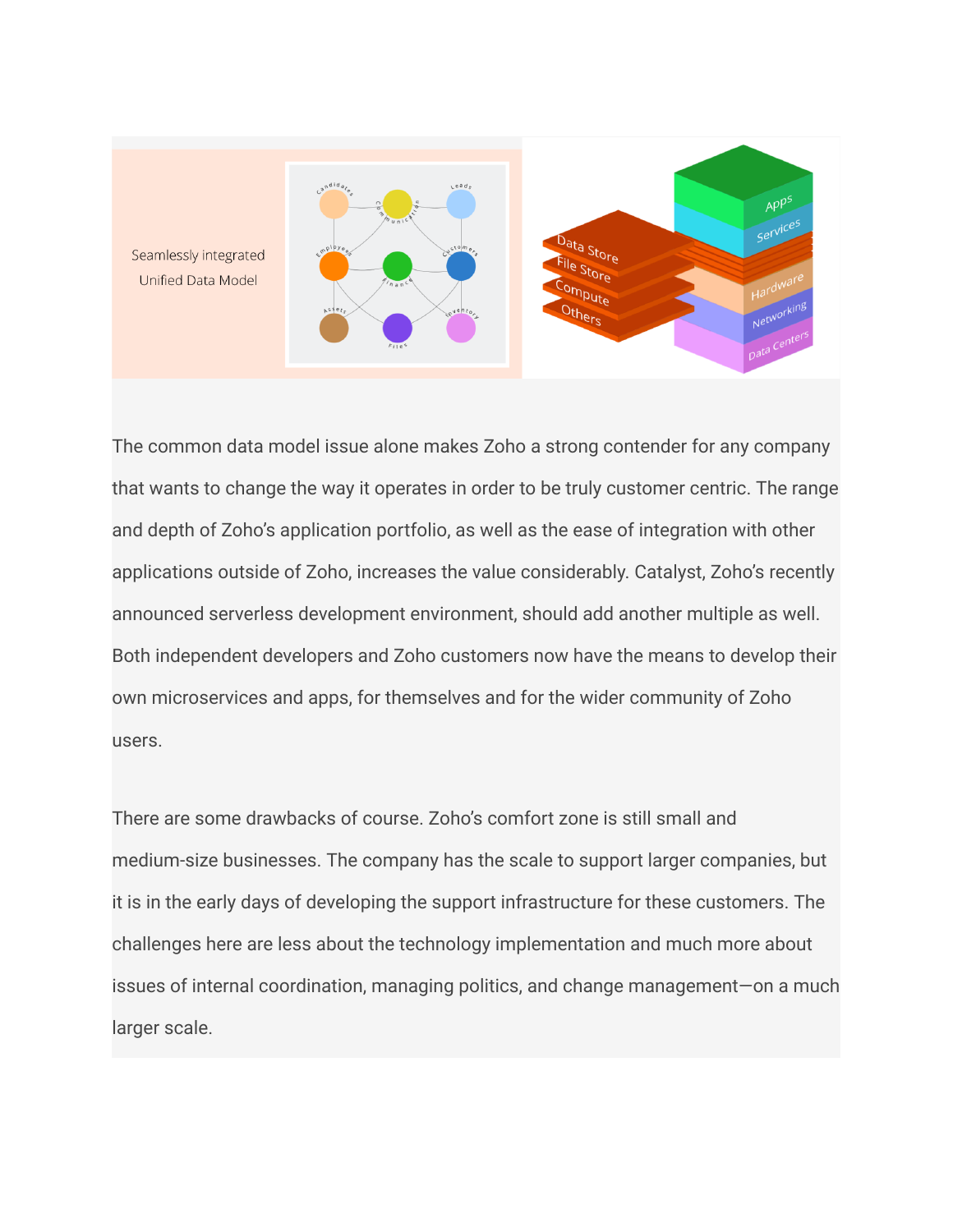Seamlessly integrated
Unified Data Model

The common data model issue alone makes Zoho a strong contender for any company that wants to change the way it operates in order to be truly customer centric. The range and depth of Zoho's application portfolio, as well as the ease of integration with other applications outside of Zoho, increases the value considerably. Catalyst, Zoho's recently announced serverless development environment, should add another multiple as well. Both independent developers and Zoho customers now have the means to develop their own microservices and apps, for themselves and for the wider community of Zoho users.

There are some drawbacks of course. Zoho's comfort zone is still small and medium-size businesses. The company has the scale to support larger companies, but it is in the early days of developing the support infrastructure for these customers. The challenges here are less about the technology implementation and much more about issues of internal coordination, managing politics, and change management—on a much larger scale.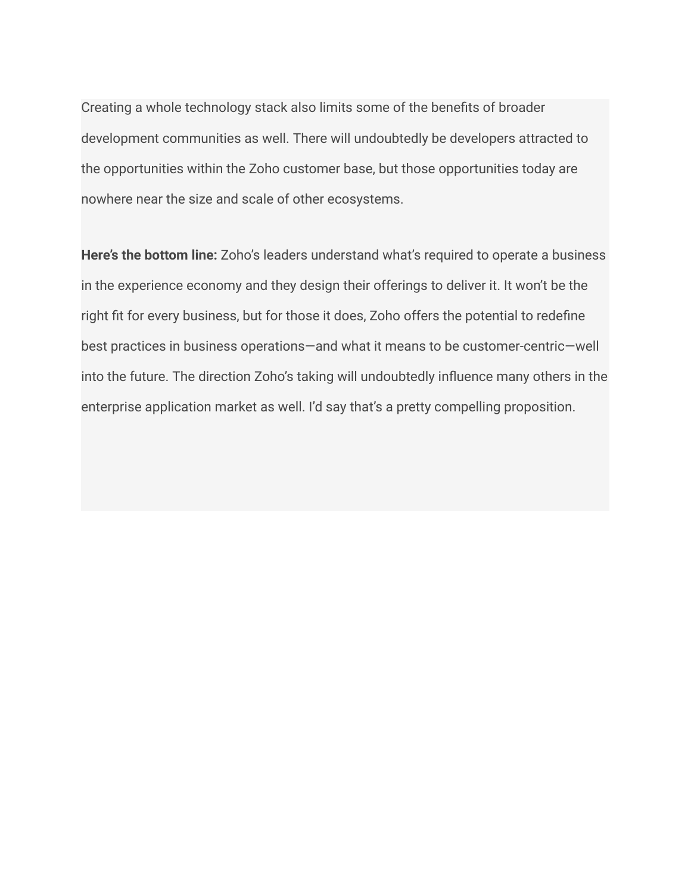Creating a whole technology stack also limits some of the benefits of broader development communities as well. There will undoubtedly be developers attracted to the opportunities within the Zoho customer base, but those opportunities today are nowhere near the size and scale of other ecosystems.

**Here's the bottom line:** Zoho's leaders understand what's required to operate a business in the experience economy and they design their offerings to deliver it. It won't be the right fit for every business, but for those it does, Zoho offers the potential to redefine best practices in business operations—and what it means to be customer-centric—well into the future. The direction Zoho's taking will undoubtedly influence many others in the enterprise application market as well. I'd say that's a pretty compelling proposition.